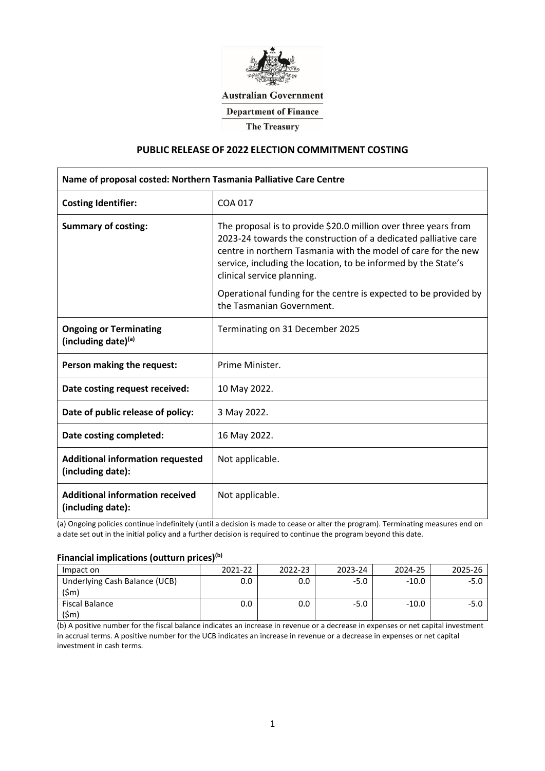Australian Government

Department of Finance

The Treasury

# PUBLIC RELEASE OF 2022 ELECTION COMMITMENT COSTING

| Name of proposal costed: Northern Tasmania Palliative Care Centre | |
|---|---|
| **Costing Identifier:** | COA 017 |
| **Summary of costing:** | The proposal is to provide \$20.0 million over three years from 2023-24 towards the construction of a dedicated palliative care centre in northern Tasmania with the model of care for the new service, including the location, to be informed by the State's clinical service planning.<br><br>Operational funding for the centre is expected to be provided by the Tasmanian Government. |
| **Ongoing or Terminating (including date)[(a)]** | Terminating on 31 December 2025 |
| **Person making the request:** | Prime Minister. |
| **Date costing request received:** | 10 May 2022. |
| **Date of public release of policy:** | 3 May 2022. |
| **Date costing completed:** | 16 May 2022. |
| **Additional information requested (including date):** | Not applicable. |
| **Additional information received (including date):** | Not applicable. |

(a) Ongoing policies continue indefinitely (until a decision is made to cease or alter the program). Terminating measures end on a date set out in the initial policy and a further decision is required to continue the program beyond this date.

### Financial implications (outturn prices)[(b)]

| Impact on | 2021-22 | 2022-23 | 2023-24 | 2024-25 | 2025-26 |
|---|---|---|---|---|---|
| Underlying Cash Balance (UCB) (\$m) | 0.0 | 0.0 | -5.0 | -10.0 | -5.0 |
| Fiscal Balance (\$m) | 0.0 | 0.0 | -5.0 | -10.0 | -5.0 |

(b) A positive number for the fiscal balance indicates an increase in revenue or a decrease in expenses or net capital investment in accrual terms. A positive number for the UCB indicates an increase in revenue or a decrease in expenses or net capital investment in cash terms.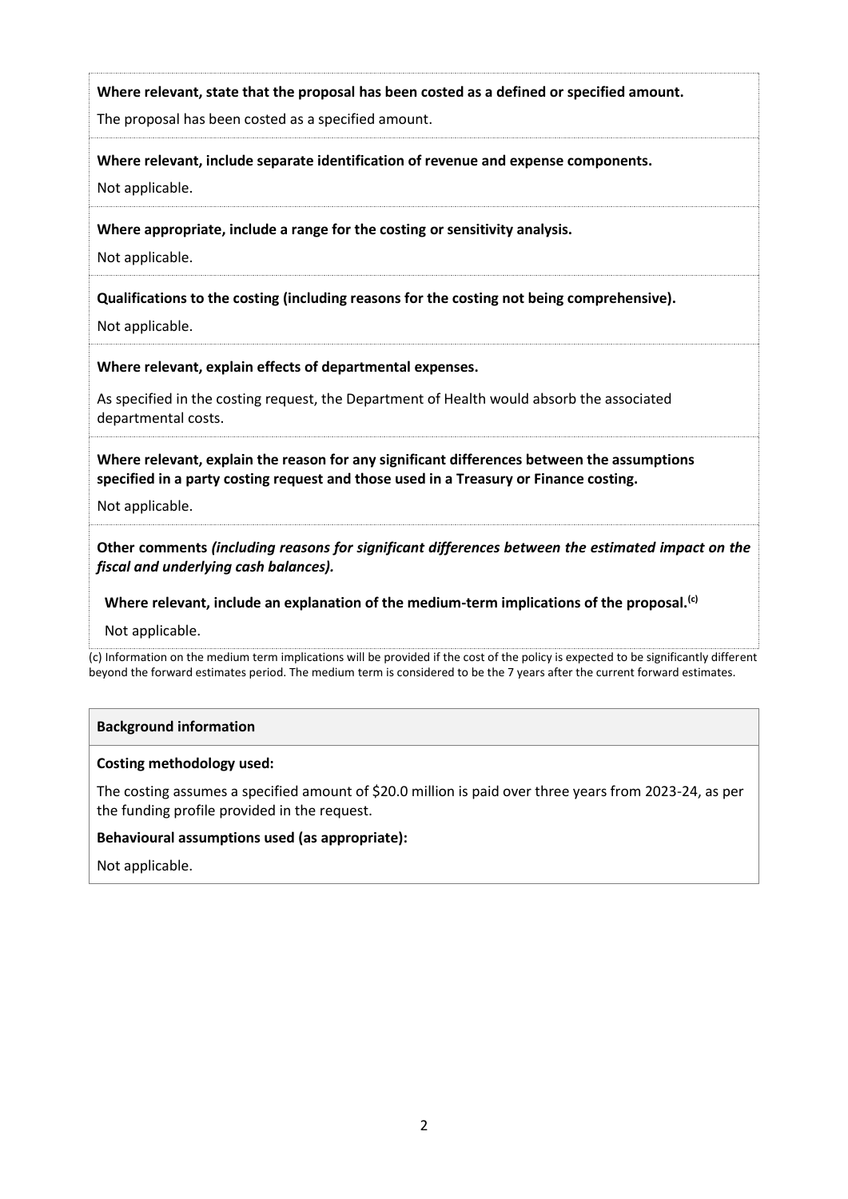**Where relevant, state that the proposal has been costed as a defined or specified amount.**

The proposal has been costed as a specified amount.

**Where relevant, include separate identification of revenue and expense components.**

Not applicable.

**Where appropriate, include a range for the costing or sensitivity analysis.**

Not applicable.

**Qualifications to the costing (including reasons for the costing not being comprehensive).**

Not applicable.

**Where relevant, explain effects of departmental expenses.**

As specified in the costing request, the Department of Health would absorb the associated departmental costs.

**Where relevant, explain the reason for any significant differences between the assumptions specified in a party costing request and those used in a Treasury or Finance costing.**

Not applicable.

**Other comments *(including reasons for significant differences between the estimated impact on the fiscal and underlying cash balances).***

**Where relevant, include an explanation of the medium-term implications of the proposal.[(c)]**

Not applicable.

(c) Information on the medium term implications will be provided if the cost of the policy is expected to be significantly different beyond the forward estimates period. The medium term is considered to be the 7 years after the current forward estimates.

**Background information**

**Costing methodology used:**

The costing assumes a specified amount of $20.0 million is paid over three years from 2023-24, as per the funding profile provided in the request.

**Behavioural assumptions used (as appropriate):**

Not applicable.